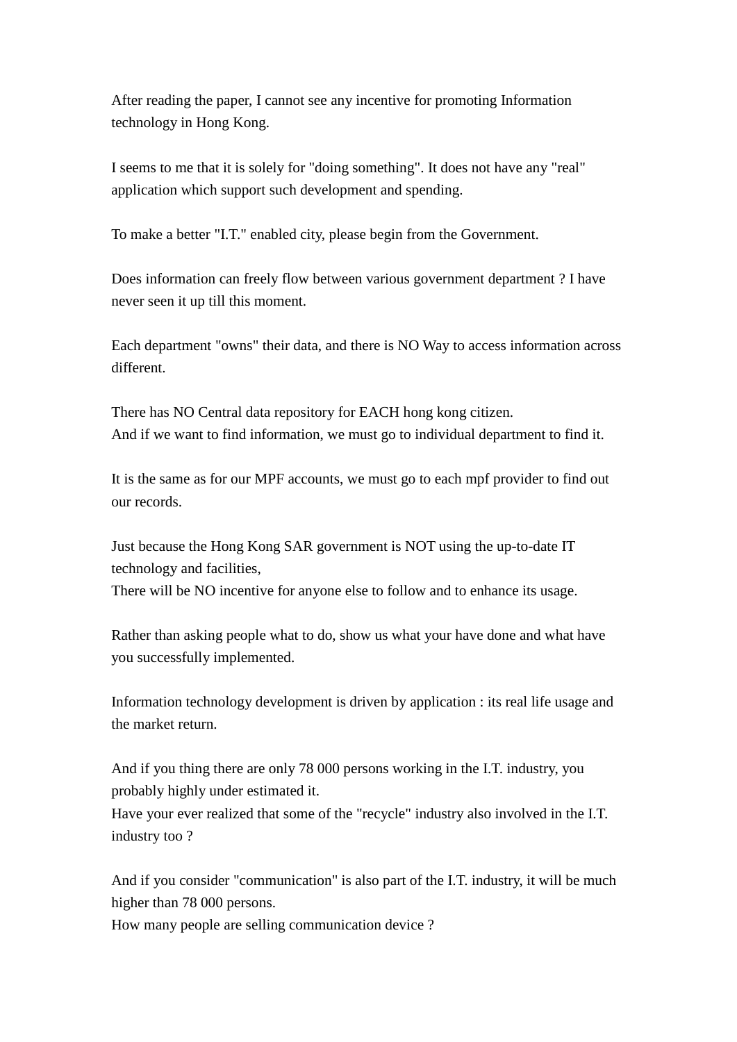After reading the paper, I cannot see any incentive for promoting Information technology in Hong Kong.

I seems to me that it is solely for "doing something". It does not have any "real" application which support such development and spending.

To make a better "I.T." enabled city, please begin from the Government.

Does information can freely flow between various government department ? I have never seen it up till this moment.

Each department "owns" their data, and there is NO Way to access information across different.

There has NO Central data repository for EACH hong kong citizen.
And if we want to find information, we must go to individual department to find it.

It is the same as for our MPF accounts, we must go to each mpf provider to find out our records.

Just because the Hong Kong SAR government is NOT using the up-to-date IT technology and facilities,
There will be NO incentive for anyone else to follow and to enhance its usage.

Rather than asking people what to do, show us what your have done and what have you successfully implemented.

Information technology development is driven by application : its real life usage and the market return.

And if you thing there are only 78 000 persons working in the I.T. industry, you probably highly under estimated it.
Have your ever realized that some of the "recycle" industry also involved in the I.T. industry too ?

And if you consider "communication" is also part of the I.T. industry, it will be much higher than 78 000 persons.
How many people are selling communication device ?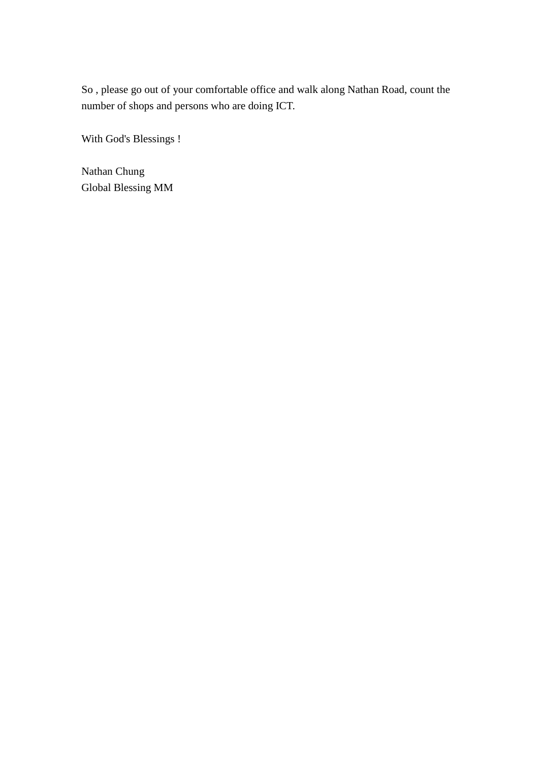So , please go out of your comfortable office and walk along Nathan Road, count the number of shops and persons who are doing ICT.

With God's Blessings !

Nathan Chung  
Global Blessing MM